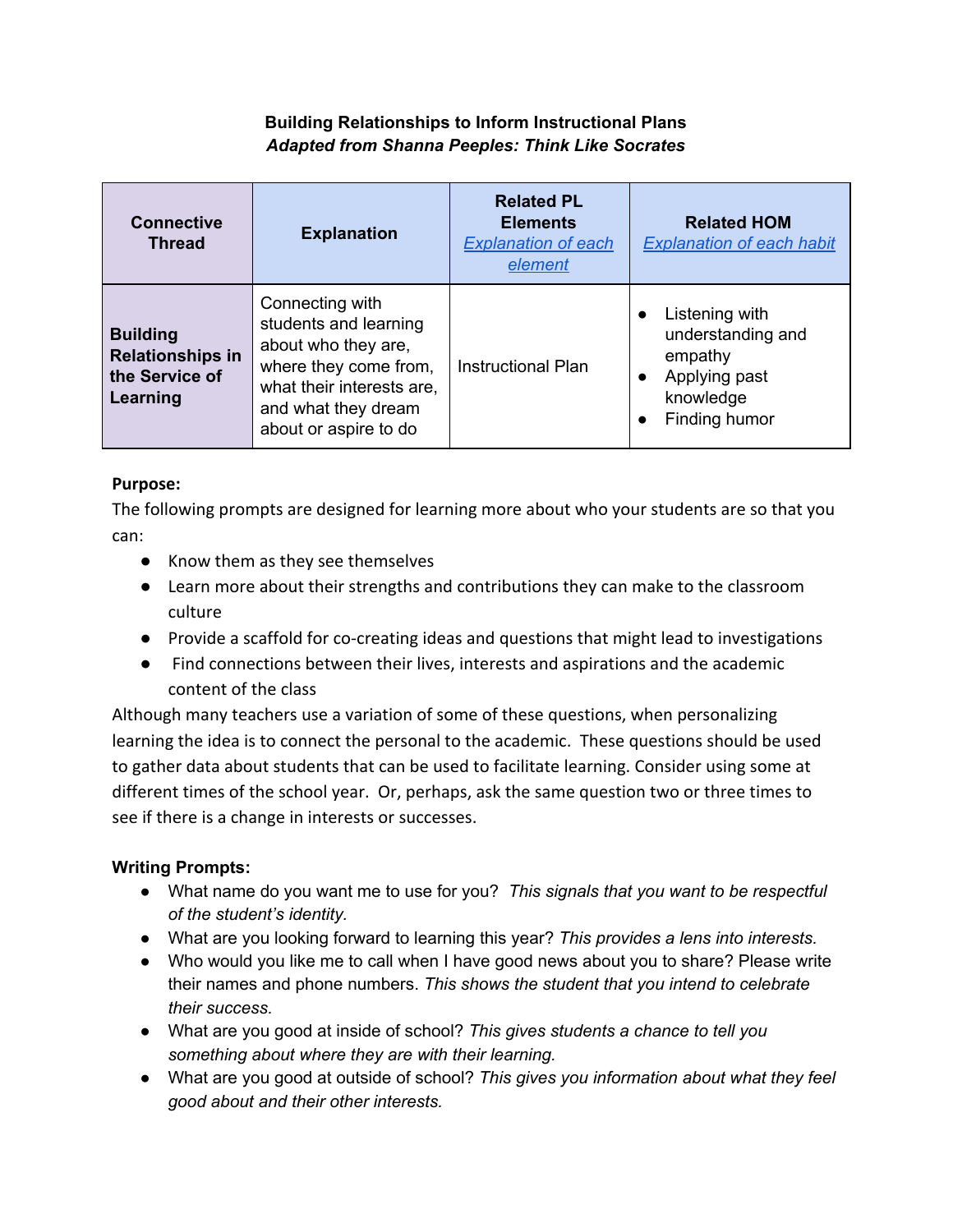**Building Relationships to Inform Instructional Plans**
***Adapted from Shanna Peeples: Think Like Socrates***

| Connective Thread | Explanation | Related PL Elements *Explanation of each element* | Related HOM *Explanation of each habit* |
|---|---|---|---|
| **Building Relationships in the Service of Learning** | Connecting with students and learning about who they are, where they come from, what their interests are, and what they dream about or aspire to do | Instructional Plan | • Listening with understanding and empathy<br>• Applying past knowledge<br>• Finding humor |

**Purpose:**
The following prompts are designed for learning more about who your students are so that you can:

- Know them as they see themselves
- Learn more about their strengths and contributions they can make to the classroom culture
- Provide a scaffold for co-creating ideas and questions that might lead to investigations
- Find connections between their lives, interests and aspirations and the academic content of the class

Although many teachers use a variation of some of these questions, when personalizing learning the idea is to connect the personal to the academic. These questions should be used to gather data about students that can be used to facilitate learning. Consider using some at different times of the school year. Or, perhaps, ask the same question two or three times to see if there is a change in interests or successes.

**Writing Prompts:**

- What name do you want me to use for you? *This signals that you want to be respectful of the student's identity.*
- What are you looking forward to learning this year? *This provides a lens into interests.*
- Who would you like me to call when I have good news about you to share? Please write their names and phone numbers. *This shows the student that you intend to celebrate their success.*
- What are you good at inside of school? *This gives students a chance to tell you something about where they are with their learning.*
- What are you good at outside of school? *This gives you information about what they feel good about and their other interests.*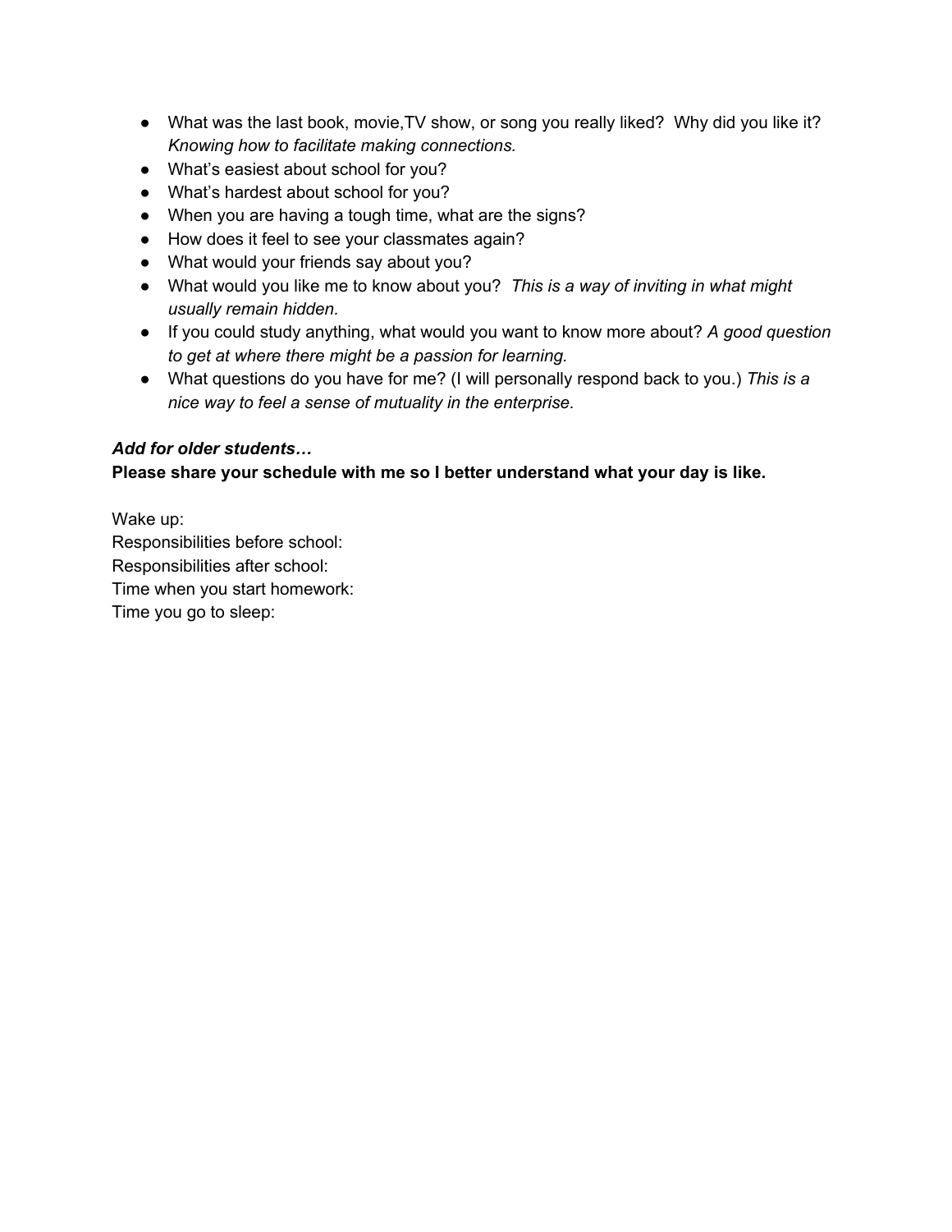- What was the last book, movie,TV show, or song you really liked? Why did you like it? *Knowing how to facilitate making connections.*
- What's easiest about school for you?
- What's hardest about school for you?
- When you are having a tough time, what are the signs?
- How does it feel to see your classmates again?
- What would your friends say about you?
- What would you like me to know about you? *This is a way of inviting in what might usually remain hidden.*
- If you could study anything, what would you want to know more about? *A good question to get at where there might be a passion for learning.*
- What questions do you have for me? (I will personally respond back to you.) *This is a nice way to feel a sense of mutuality in the enterprise.*

***Add for older students…***

**Please share your schedule with me so I better understand what your day is like.**

Wake up:
Responsibilities before school:
Responsibilities after school:
Time when you start homework:
Time you go to sleep: